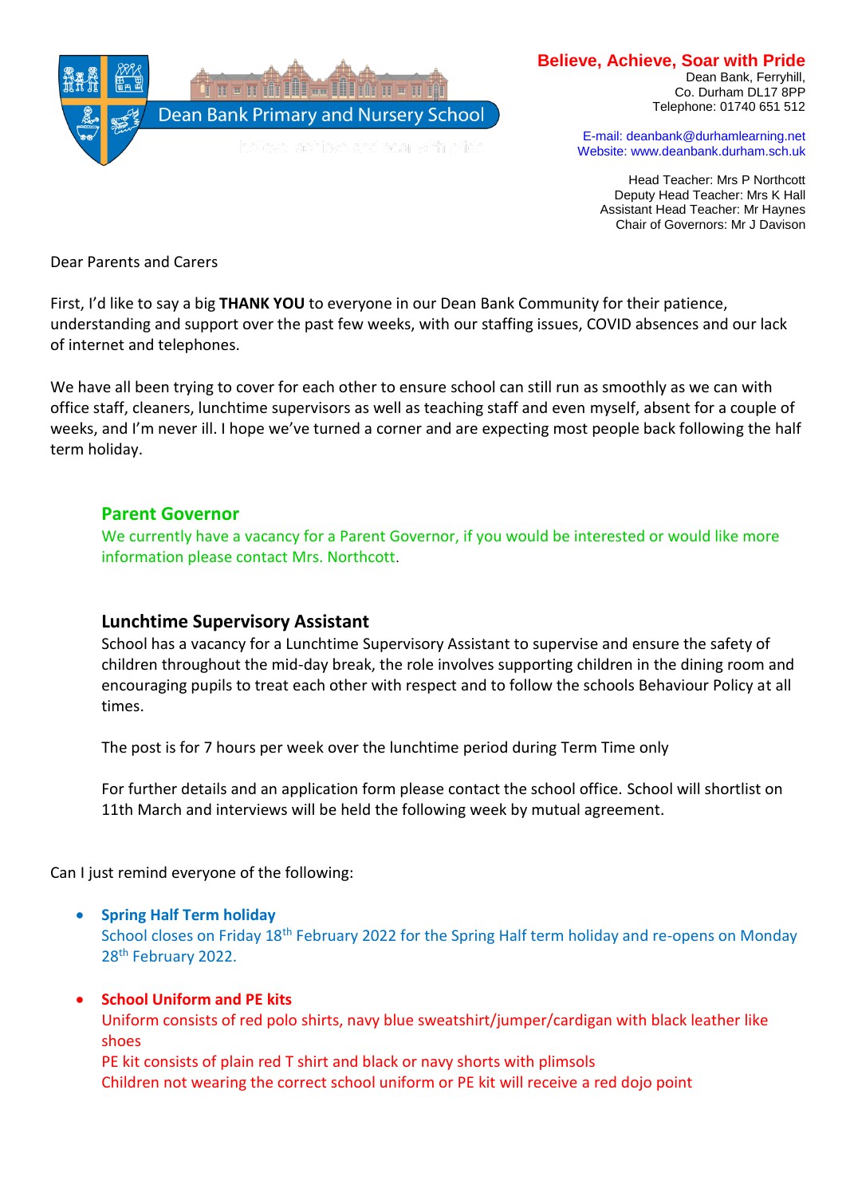Dean Bank Primary and Nursery School

**Believe, Achieve, Soar with Pride**

Dean Bank, Ferryhill,
Co. Durham DL17 8PP
Telephone: 01740 651 512

E-mail: deanbank@durhamlearning.net
Website: www.deanbank.durham.sch.uk

Head Teacher: Mrs P Northcott
Deputy Head Teacher: Mrs K Hall
Assistant Head Teacher: Mr Haynes
Chair of Governors: Mr J Davison

Dear Parents and Carers

First, I'd like to say a big **THANK YOU** to everyone in our Dean Bank Community for their patience, understanding and support over the past few weeks, with our staffing issues, COVID absences and our lack of internet and telephones.

We have all been trying to cover for each other to ensure school can still run as smoothly as we can with office staff, cleaners, lunchtime supervisors as well as teaching staff and even myself, absent for a couple of weeks, and I'm never ill. I hope we've turned a corner and are expecting most people back following the half term holiday.

## Parent Governor

We currently have a vacancy for a Parent Governor, if you would be interested or would like more information please contact Mrs. Northcott.

## Lunchtime Supervisory Assistant

School has a vacancy for a Lunchtime Supervisory Assistant to supervise and ensure the safety of children throughout the mid-day break, the role involves supporting children in the dining room and encouraging pupils to treat each other with respect and to follow the schools Behaviour Policy at all times.

The post is for 7 hours per week over the lunchtime period during Term Time only

For further details and an application form please contact the school office. School will shortlist on 11th March and interviews will be held the following week by mutual agreement.

Can I just remind everyone of the following:

- **Spring Half Term holiday**
  School closes on Friday 18th February 2022 for the Spring Half term holiday and re-opens on Monday 28th February 2022.

- **School Uniform and PE kits**
  Uniform consists of red polo shirts, navy blue sweatshirt/jumper/cardigan with black leather like shoes
  PE kit consists of plain red T shirt and black or navy shorts with plimsols
  Children not wearing the correct school uniform or PE kit will receive a red dojo point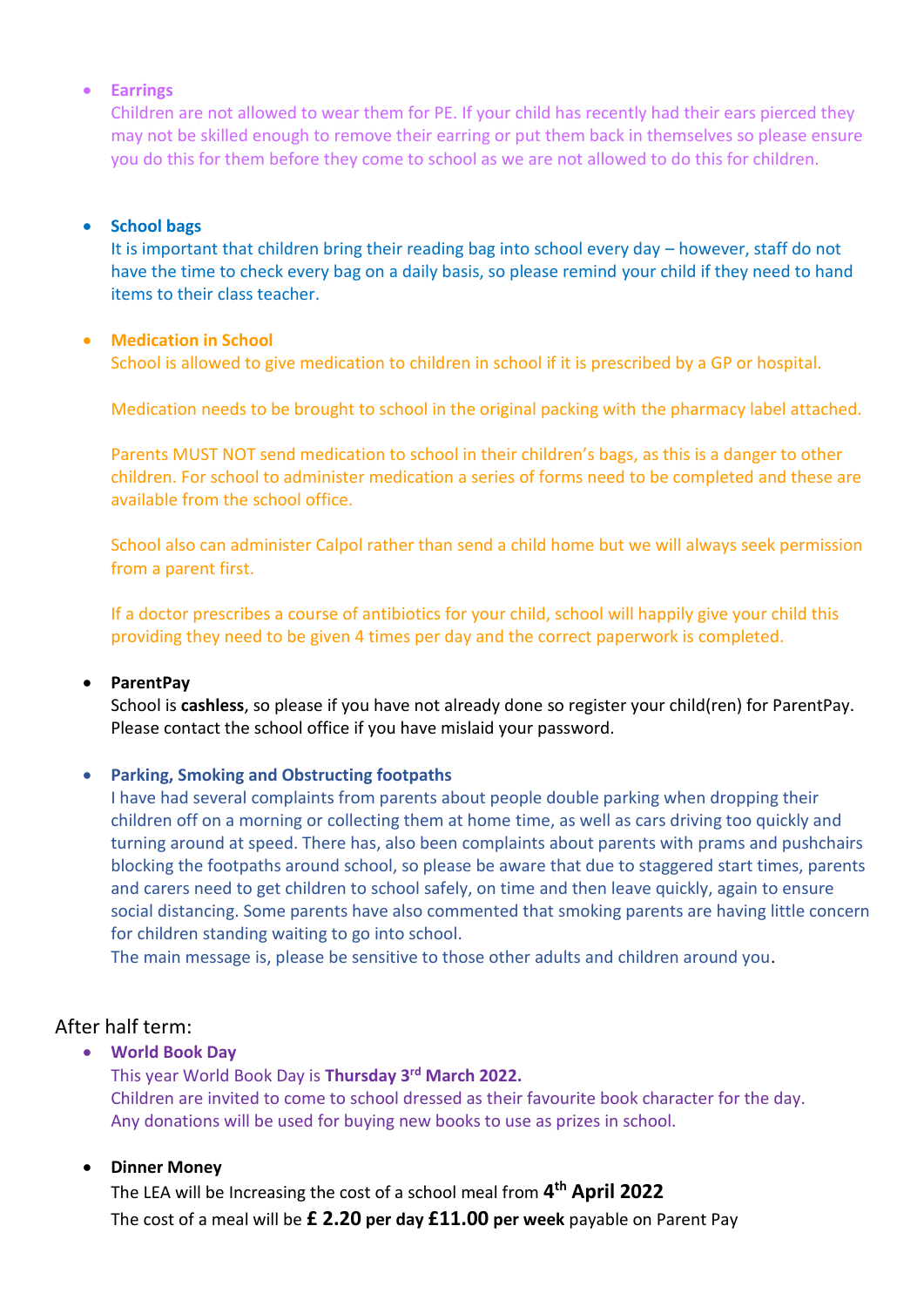- **Earrings**
  Children are not allowed to wear them for PE. If your child has recently had their ears pierced they may not be skilled enough to remove their earring or put them back in themselves so please ensure you do this for them before they come to school as we are not allowed to do this for children.

- **School bags**
  It is important that children bring their reading bag into school every day – however, staff do not have the time to check every bag on a daily basis, so please remind your child if they need to hand items to their class teacher.

- **Medication in School**
  School is allowed to give medication to children in school if it is prescribed by a GP or hospital.

  Medication needs to be brought to school in the original packing with the pharmacy label attached.

  Parents MUST NOT send medication to school in their children's bags, as this is a danger to other children. For school to administer medication a series of forms need to be completed and these are available from the school office.

  School also can administer Calpol rather than send a child home but we will always seek permission from a parent first.

  If a doctor prescribes a course of antibiotics for your child, school will happily give your child this providing they need to be given 4 times per day and the correct paperwork is completed.

- **ParentPay**
  School is **cashless**, so please if you have not already done so register your child(ren) for ParentPay. Please contact the school office if you have mislaid your password.

- **Parking, Smoking and Obstructing footpaths**
  I have had several complaints from parents about people double parking when dropping their children off on a morning or collecting them at home time, as well as cars driving too quickly and turning around at speed. There has, also been complaints about parents with prams and pushchairs blocking the footpaths around school, so please be aware that due to staggered start times, parents and carers need to get children to school safely, on time and then leave quickly, again to ensure social distancing. Some parents have also commented that smoking parents are having little concern for children standing waiting to go into school.
  The main message is, please be sensitive to those other adults and children around you.

After half term:

- **World Book Day**
  This year World Book Day is **Thursday 3rd March 2022.**
  Children are invited to come to school dressed as their favourite book character for the day.
  Any donations will be used for buying new books to use as prizes in school.

- **Dinner Money**
  The LEA will be Increasing the cost of a school meal from **4th April 2022**
  The cost of a meal will be **£ 2.20 per day £11.00 per week** payable on Parent Pay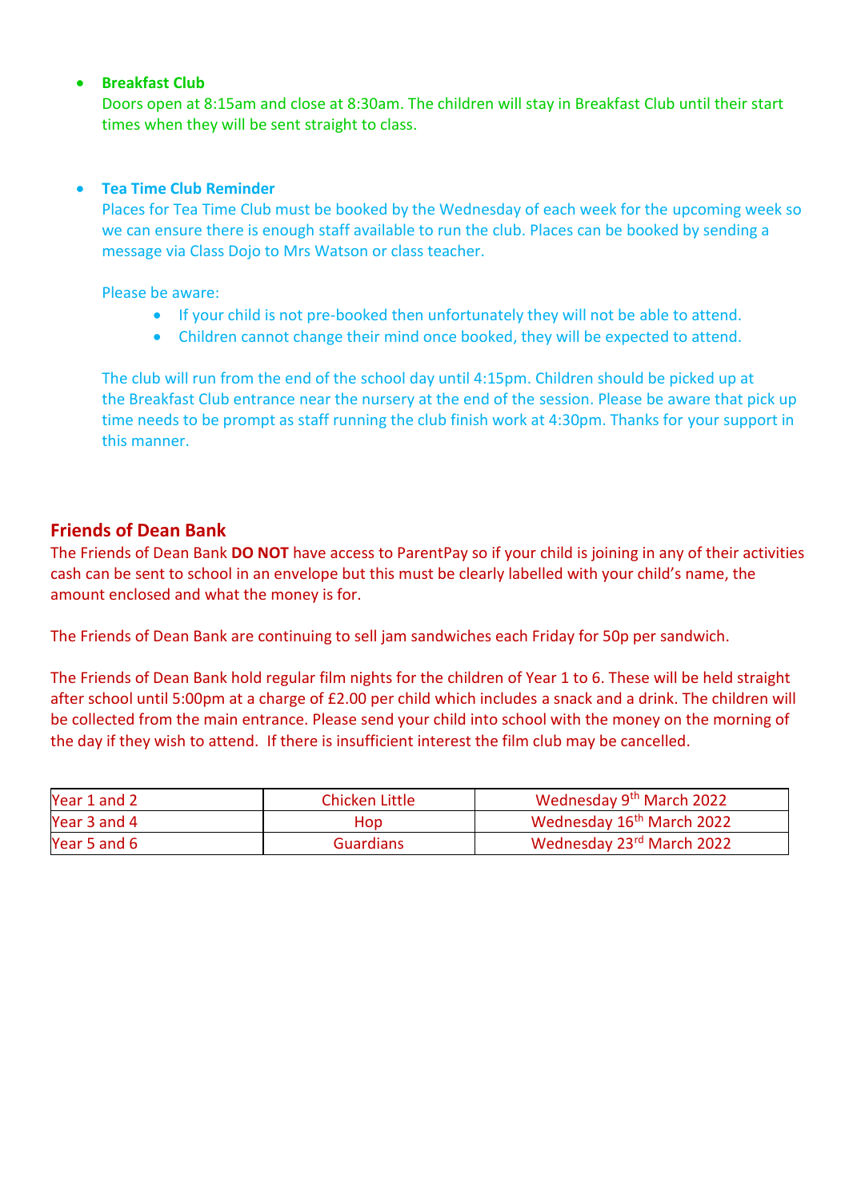- **Breakfast Club**
  Doors open at 8:15am and close at 8:30am. The children will stay in Breakfast Club until their start times when they will be sent straight to class.

- **Tea Time Club Reminder**
  Places for Tea Time Club must be booked by the Wednesday of each week for the upcoming week so we can ensure there is enough staff available to run the club. Places can be booked by sending a message via Class Dojo to Mrs Watson or class teacher.

  Please be aware:
  - If your child is not pre-booked then unfortunately they will not be able to attend.
  - Children cannot change their mind once booked, they will be expected to attend.

  The club will run from the end of the school day until 4:15pm. Children should be picked up at the Breakfast Club entrance near the nursery at the end of the session. Please be aware that pick up time needs to be prompt as staff running the club finish work at 4:30pm. Thanks for your support in this manner.

## Friends of Dean Bank

The Friends of Dean Bank **DO NOT** have access to ParentPay so if your child is joining in any of their activities cash can be sent to school in an envelope but this must be clearly labelled with your child's name, the amount enclosed and what the money is for.

The Friends of Dean Bank are continuing to sell jam sandwiches each Friday for 50p per sandwich.

The Friends of Dean Bank hold regular film nights for the children of Year 1 to 6. These will be held straight after school until 5:00pm at a charge of £2.00 per child which includes a snack and a drink. The children will be collected from the main entrance. Please send your child into school with the money on the morning of the day if they wish to attend. If there is insufficient interest the film club may be cancelled.

| Year 1 and 2 | Chicken Little | Wednesday 9th March 2022 |
|---|---|---|
| Year 3 and 4 | Hop | Wednesday 16th March 2022 |
| Year 5 and 6 | Guardians | Wednesday 23rd March 2022 |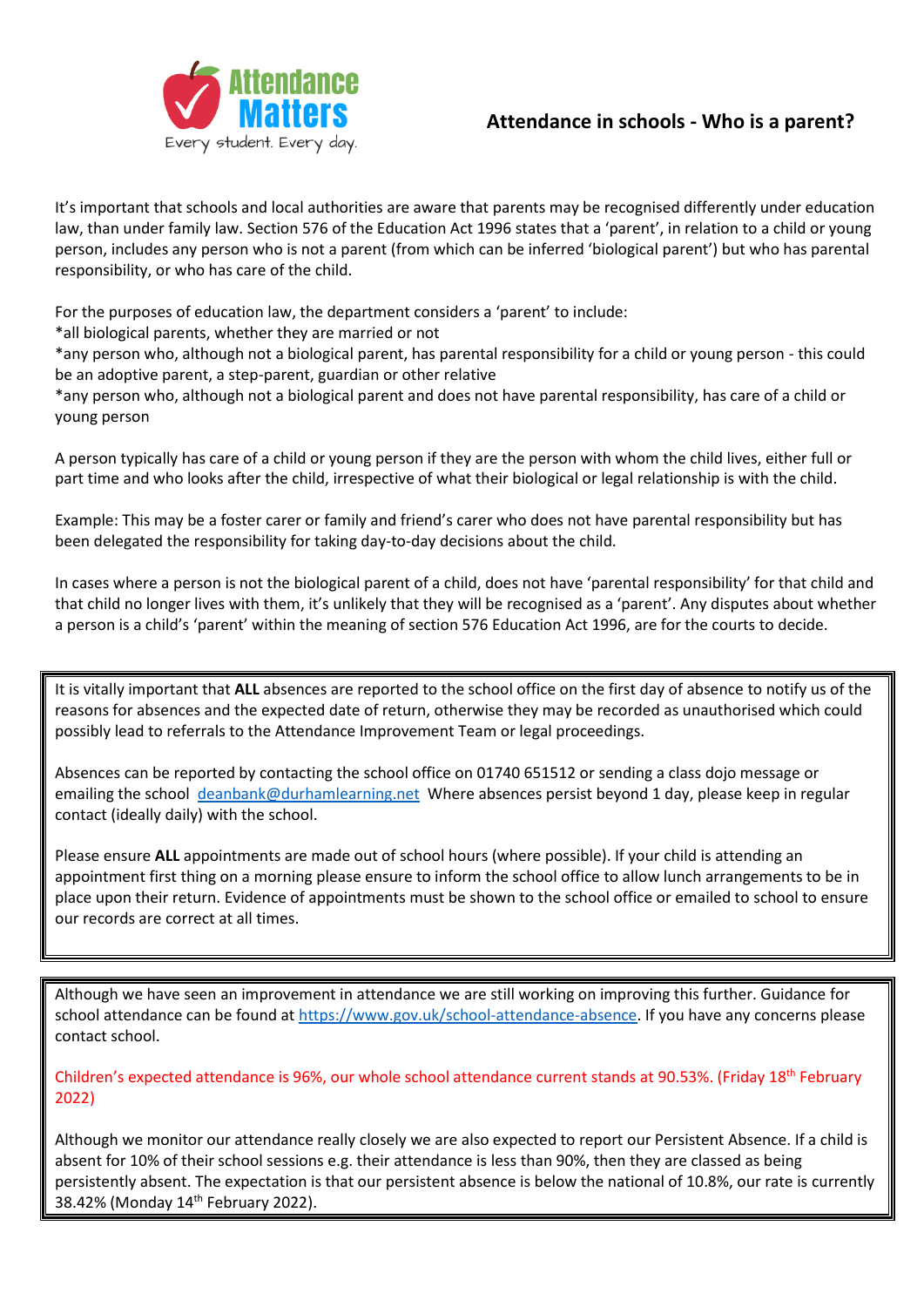Attendance Matters

Every student. Every day.

## Attendance in schools - Who is a parent?

It's important that schools and local authorities are aware that parents may be recognised differently under education law, than under family law. Section 576 of the Education Act 1996 states that a 'parent', in relation to a child or young person, includes any person who is not a parent (from which can be inferred 'biological parent') but who has parental responsibility, or who has care of the child.

For the purposes of education law, the department considers a 'parent' to include:
*all biological parents, whether they are married or not
*any person who, although not a biological parent, has parental responsibility for a child or young person - this could be an adoptive parent, a step-parent, guardian or other relative
*any person who, although not a biological parent and does not have parental responsibility, has care of a child or young person

A person typically has care of a child or young person if they are the person with whom the child lives, either full or part time and who looks after the child, irrespective of what their biological or legal relationship is with the child.

Example: This may be a foster carer or family and friend's carer who does not have parental responsibility but has been delegated the responsibility for taking day-to-day decisions about the child.

In cases where a person is not the biological parent of a child, does not have 'parental responsibility' for that child and that child no longer lives with them, it's unlikely that they will be recognised as a 'parent'. Any disputes about whether a person is a child's 'parent' within the meaning of section 576 Education Act 1996, are for the courts to decide.

It is vitally important that **ALL** absences are reported to the school office on the first day of absence to notify us of the reasons for absences and the expected date of return, otherwise they may be recorded as unauthorised which could possibly lead to referrals to the Attendance Improvement Team or legal proceedings.

Absences can be reported by contacting the school office on 01740 651512 or sending a class dojo message or emailing the school deanbank@durhamlearning.net Where absences persist beyond 1 day, please keep in regular contact (ideally daily) with the school.

Please ensure **ALL** appointments are made out of school hours (where possible). If your child is attending an appointment first thing on a morning please ensure to inform the school office to allow lunch arrangements to be in place upon their return. Evidence of appointments must be shown to the school office or emailed to school to ensure our records are correct at all times.

Although we have seen an improvement in attendance we are still working on improving this further. Guidance for school attendance can be found at https://www.gov.uk/school-attendance-absence. If you have any concerns please contact school.

Children's expected attendance is 96%, our whole school attendance current stands at 90.53%. (Friday 18th February 2022)

Although we monitor our attendance really closely we are also expected to report our Persistent Absence. If a child is absent for 10% of their school sessions e.g. their attendance is less than 90%, then they are classed as being persistently absent. The expectation is that our persistent absence is below the national of 10.8%, our rate is currently 38.42% (Monday 14th February 2022).